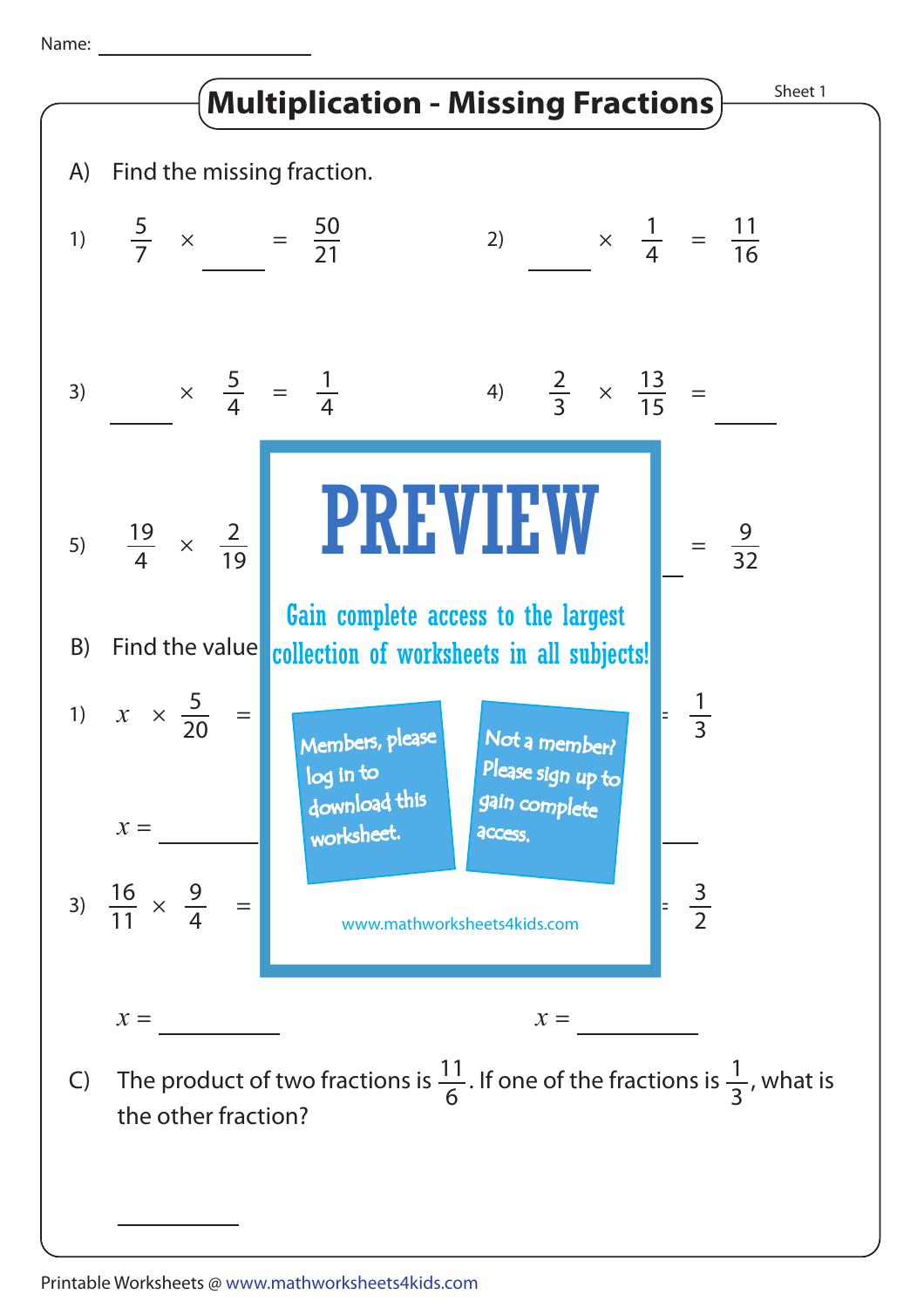Name: ____________________

# Multiplication - Missing Fractions

Sheet 1

A) Find the missing fraction.

1) $\frac{5}{7} \times$ ______ $= \frac{50}{21}$

2) ______ $\times \frac{1}{4} = \frac{11}{16}$

3) ______ $\times \frac{5}{4} = \frac{1}{4}$

4) $\frac{2}{3} \times \frac{13}{15} =$ ______

5) $\frac{19}{4} \times \frac{2}{19}$ ... ______ $= \frac{9}{32}$

# PREVIEW

Gain complete access to the largest collection of worksheets in all subjects!

Members, please log in to download this worksheet.

Not a member? Please sign up to gain complete access.

www.mathworksheets4kids.com

B) Find the value ...

1) $x \times \frac{5}{20} =$ ... $= \frac{1}{3}$

$x =$ ______ ... ______

3) $\frac{16}{11} \times \frac{9}{4} =$ ... $= \frac{3}{2}$

$x =$ ______ $x =$ ______

C) The product of two fractions is $\frac{11}{6}$. If one of the fractions is $\frac{1}{3}$, what is the other fraction?

______

Printable Worksheets @ www.mathworksheets4kids.com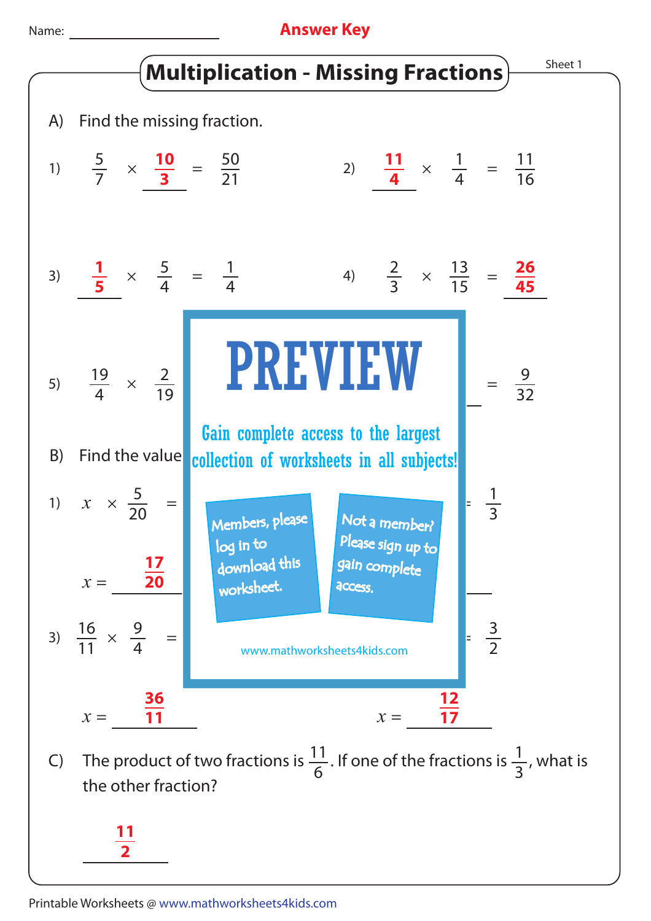Name: ____________ **Answer Key**

# Multiplication - Missing Fractions

Sheet 1

A) Find the missing fraction.

1) $\frac{5}{7} \times \frac{10}{3} = \frac{50}{21}$

2) $\frac{11}{4} \times \frac{1}{4} = \frac{11}{16}$

3) $\frac{1}{5} \times \frac{5}{4} = \frac{1}{4}$

4) $\frac{2}{3} \times \frac{13}{15} = \frac{26}{45}$

5) $\frac{19}{4} \times \frac{2}{19}$ ... $= \frac{9}{32}$

B) Find the value

1) $x \times \frac{5}{20} =$ ... $\frac{1}{3}$

$x = \frac{17}{20}$

3) $\frac{16}{11} \times \frac{9}{4} =$ ... $\frac{3}{2}$

$x = \frac{36}{11}$ $x = \frac{12}{17}$

**PREVIEW**

Gain complete access to the largest collection of worksheets in all subjects!

Members, please log in to download this worksheet.

Not a member? Please sign up to gain complete access.

www.mathworksheets4kids.com

C) The product of two fractions is $\frac{11}{6}$. If one of the fractions is $\frac{1}{3}$, what is the other fraction?

$\frac{11}{2}$

Printable Worksheets @ www.mathworksheets4kids.com